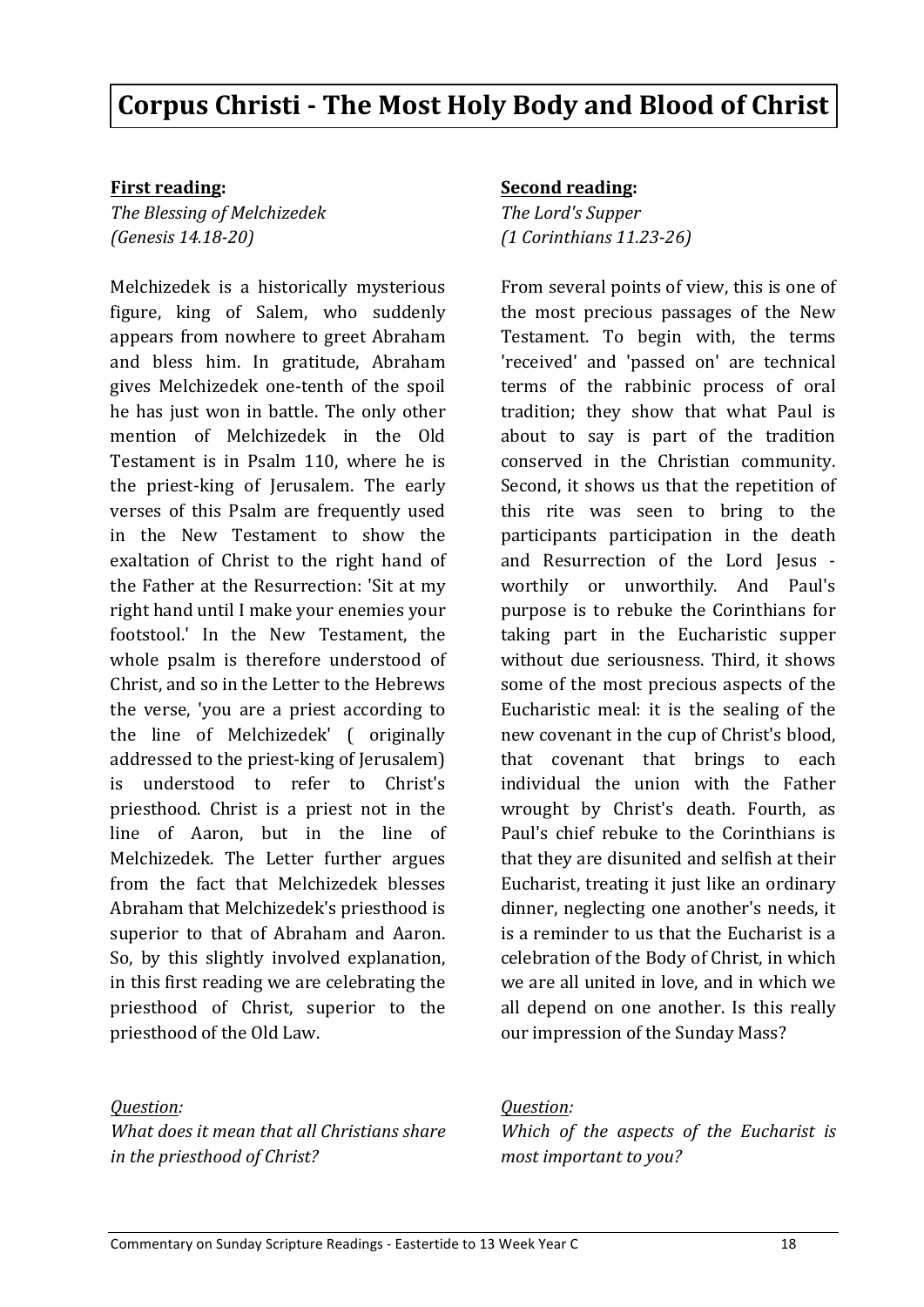# Corpus Christi - The Most Holy Body and Blood of Christ

**First reading:**

*The Blessing of Melchizedek*
*(Genesis 14.18-20)*

Melchizedek is a historically mysterious figure, king of Salem, who suddenly appears from nowhere to greet Abraham and bless him. In gratitude, Abraham gives Melchizedek one-tenth of the spoil he has just won in battle. The only other mention of Melchizedek in the Old Testament is in Psalm 110, where he is the priest-king of Jerusalem. The early verses of this Psalm are frequently used in the New Testament to show the exaltation of Christ to the right hand of the Father at the Resurrection: 'Sit at my right hand until I make your enemies your footstool.' In the New Testament, the whole psalm is therefore understood of Christ, and so in the Letter to the Hebrews the verse, 'you are a priest according to the line of Melchizedek' ( originally addressed to the priest-king of Jerusalem) is understood to refer to Christ's priesthood. Christ is a priest not in the line of Aaron, but in the line of Melchizedek. The Letter further argues from the fact that Melchizedek blesses Abraham that Melchizedek's priesthood is superior to that of Abraham and Aaron. So, by this slightly involved explanation, in this first reading we are celebrating the priesthood of Christ, superior to the priesthood of the Old Law.

*Question:*
*What does it mean that all Christians share in the priesthood of Christ?*

**Second reading:**

*The Lord's Supper*
*(1 Corinthians 11.23-26)*

From several points of view, this is one of the most precious passages of the New Testament. To begin with, the terms 'received' and 'passed on' are technical terms of the rabbinic process of oral tradition; they show that what Paul is about to say is part of the tradition conserved in the Christian community. Second, it shows us that the repetition of this rite was seen to bring to the participants participation in the death and Resurrection of the Lord Jesus - worthily or unworthily. And Paul's purpose is to rebuke the Corinthians for taking part in the Eucharistic supper without due seriousness. Third, it shows some of the most precious aspects of the Eucharistic meal: it is the sealing of the new covenant in the cup of Christ's blood, that covenant that brings to each individual the union with the Father wrought by Christ's death. Fourth, as Paul's chief rebuke to the Corinthians is that they are disunited and selfish at their Eucharist, treating it just like an ordinary dinner, neglecting one another's needs, it is a reminder to us that the Eucharist is a celebration of the Body of Christ, in which we are all united in love, and in which we all depend on one another. Is this really our impression of the Sunday Mass?

*Question:*
*Which of the aspects of the Eucharist is most important to you?*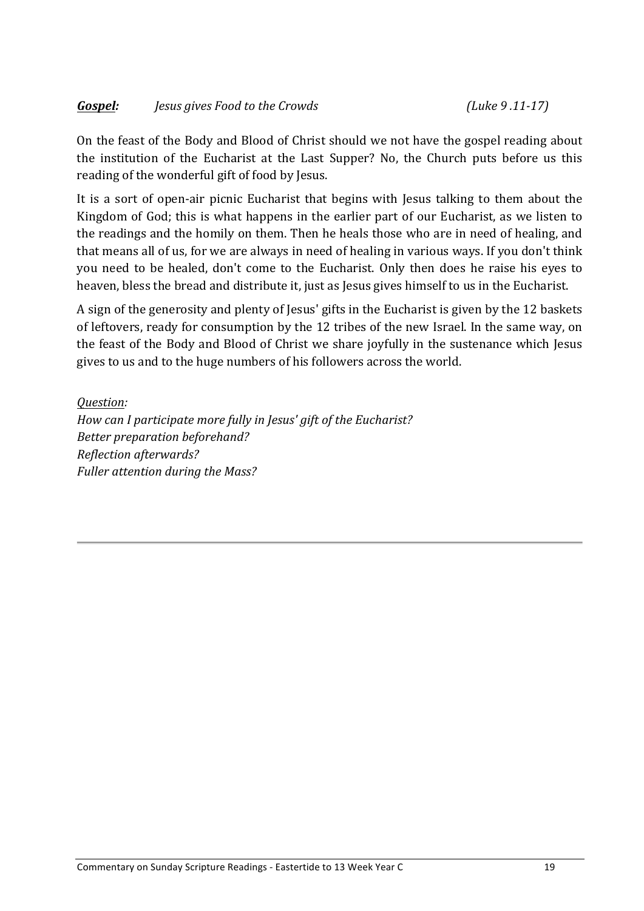***Gospel:*** *Jesus gives Food to the Crowds* *(Luke 9 .11-17)*

On the feast of the Body and Blood of Christ should we not have the gospel reading about the institution of the Eucharist at the Last Supper? No, the Church puts before us this reading of the wonderful gift of food by Jesus.

It is a sort of open-air picnic Eucharist that begins with Jesus talking to them about the Kingdom of God; this is what happens in the earlier part of our Eucharist, as we listen to the readings and the homily on them. Then he heals those who are in need of healing, and that means all of us, for we are always in need of healing in various ways. If you don't think you need to be healed, don't come to the Eucharist. Only then does he raise his eyes to heaven, bless the bread and distribute it, just as Jesus gives himself to us in the Eucharist.

A sign of the generosity and plenty of Jesus' gifts in the Eucharist is given by the 12 baskets of leftovers, ready for consumption by the 12 tribes of the new Israel. In the same way, on the feast of the Body and Blood of Christ we share joyfully in the sustenance which Jesus gives to us and to the huge numbers of his followers across the world.

*Question:*
*How can I participate more fully in Jesus' gift of the Eucharist?*
*Better preparation beforehand?*
*Reflection afterwards?*
*Fuller attention during the Mass?*